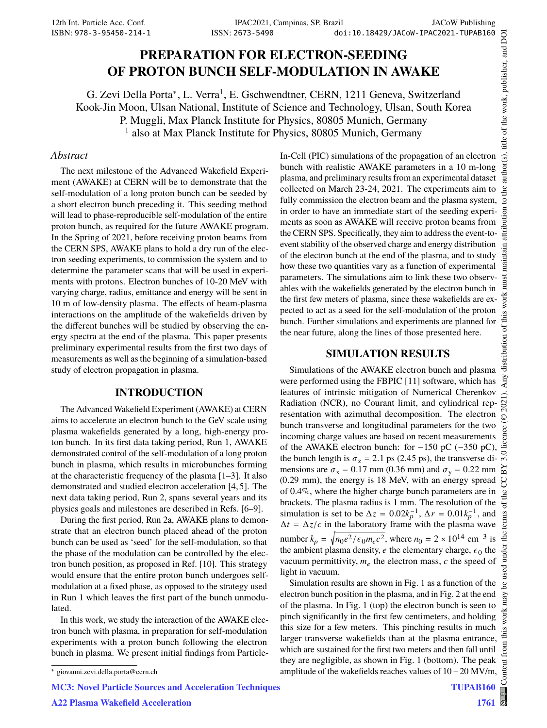# PREPARATION FOR ELECTRON-SEEDING OF PROTON BUNCH SELF-MODULATION IN AWAKE

G. Zevi Della Porta*, L. Verra[1], E. Gschwendtner, CERN, 1211 Geneva, Switzerland
Kook-Jin Moon, Ulsan National, Institute of Science and Technology, Ulsan, South Korea
P. Muggli, Max Planck Institute for Physics, 80805 Munich, Germany
[1] also at Max Planck Institute for Physics, 80805 Munich, Germany

## *Abstract*

The next milestone of the Advanced Wakefield Experiment (AWAKE) at CERN will be to demonstrate that the self-modulation of a long proton bunch can be seeded by a short electron bunch preceding it. This seeding method will lead to phase-reproducible self-modulation of the entire proton bunch, as required for the future AWAKE program. In the Spring of 2021, before receiving proton beams from the CERN SPS, AWAKE plans to hold a dry run of the electron seeding experiments, to commission the system and to determine the parameter scans that will be used in experiments with protons. Electron bunches of 10-20 MeV with varying charge, radius, emittance and energy will be sent in 10 m of low-density plasma. The effects of beam-plasma interactions on the amplitude of the wakefields driven by the different bunches will be studied by observing the energy spectra at the end of the plasma. This paper presents preliminary experimental results from the first two days of measurements as well as the beginning of a simulation-based study of electron propagation in plasma.

## INTRODUCTION

The Advanced Wakefield Experiment (AWAKE) at CERN aims to accelerate an electron bunch to the GeV scale using plasma wakefields generated by a long, high-energy proton bunch. In its first data taking period, Run 1, AWAKE demonstrated control of the self-modulation of a long proton bunch in plasma, which results in microbunches forming at the characteristic frequency of the plasma [1–3]. It also demonstrated and studied electron acceleration [4, 5]. The next data taking period, Run 2, spans several years and its physics goals and milestones are described in Refs. [6–9].

During the first period, Run 2a, AWAKE plans to demonstrate that an electron bunch placed ahead of the proton bunch can be used as 'seed' for the self-modulation, so that the phase of the modulation can be controlled by the electron bunch position, as proposed in Ref. [10]. This strategy would ensure that the entire proton bunch undergoes self-modulation at a fixed phase, as opposed to the strategy used in Run 1 which leaves the first part of the bunch unmodulated.

In this work, we study the interaction of the AWAKE electron bunch with plasma, in preparation for self-modulation experiments with a proton bunch following the electron bunch in plasma. We present initial findings from Particle-In-Cell (PIC) simulations of the propagation of an electron bunch with realistic AWAKE parameters in a 10 m-long plasma, and preliminary results from an experimental dataset collected on March 23-24, 2021. The experiments aim to fully commission the electron beam and the plasma system, in order to have an immediate start of the seeding experiments as soon as AWAKE will receive proton beams from the CERN SPS. Specifically, they aim to address the event-to-event stability of the observed charge and energy distribution of the electron bunch at the end of the plasma, and to study how these two quantities vary as a function of experimental parameters. The simulations aim to link these two observables with the wakefields generated by the electron bunch in the first few meters of plasma, since these wakefields are expected to act as a seed for the self-modulation of the proton bunch. Further simulations and experiments are planned for the near future, along the lines of those presented here.

## SIMULATION RESULTS

Simulations of the AWAKE electron bunch and plasma were performed using the FBPIC [11] software, which has features of intrinsic mitigation of Numerical Cherenkov Radiation (NCR), no Courant limit, and cylindrical representation with azimuthal decomposition. The electron bunch transverse and longitudinal parameters for the two incoming charge values are based on recent measurements of the AWAKE electron bunch: for −150 pC (−350 pC), the bunch length is $\sigma_z = 2.1$ ps (2.45 ps), the transverse dimensions are $\sigma_x = 0.17$ mm (0.36 mm) and $\sigma_y = 0.22$ mm (0.29 mm), the energy is 18 MeV, with an energy spread of 0.4%, where the higher charge bunch parameters are in brackets. The plasma radius is 1 mm. The resolution of the simulation is set to be $\Delta z = 0.02 k_p^{-1}$, $\Delta r = 0.01 k_p^{-1}$, and $\Delta t = \Delta z / c$ in the laboratory frame with the plasma wave number $k_p = \sqrt{n_0 e^2 / \epsilon_0 m_e c^2}$, where $n_0 = 2 \times 10^{14}$ cm$^{-3}$ is the ambient plasma density, $e$ the elementary charge, $\epsilon_0$ the vacuum permittivity, $m_e$ the electron mass, $c$ the speed of light in vacuum.

Simulation results are shown in Fig. 1 as a function of the electron bunch position in the plasma, and in Fig. 2 at the end of the plasma. In Fig. 1 (top) the electron bunch is seen to pinch significantly in the first few centimeters, and holding this size for a few meters. This pinching results in much larger transverse wakefields than at the plasma entrance, which are sustained for the first two meters and then fall until they are negligible, as shown in Fig. 1 (bottom). The peak amplitude of the wakefields reaches values of 10 − 20 MV/m,

* giovanni.zevi.della.porta@cern.ch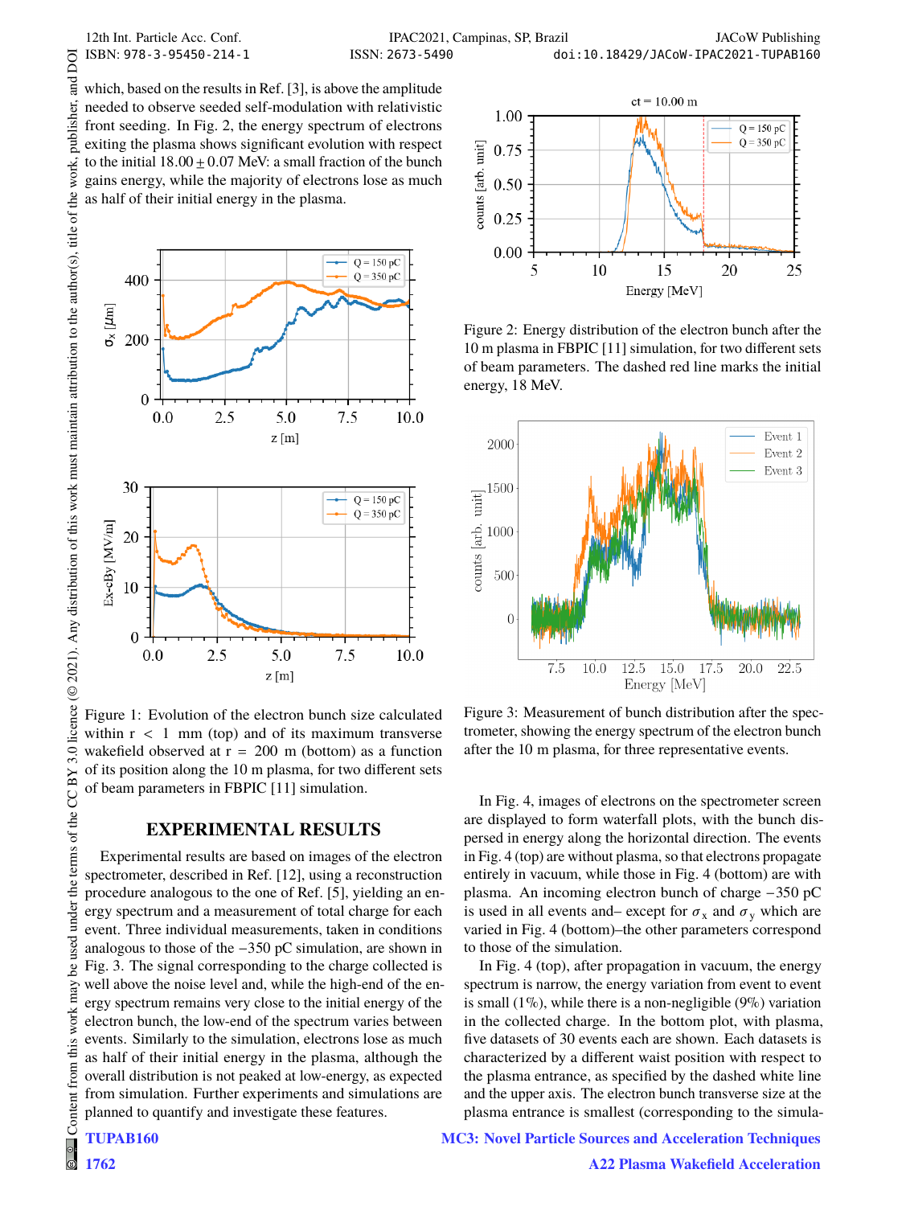which, based on the results in Ref. [3], is above the amplitude needed to observe seeded self-modulation with relativistic front seeding. In Fig. 2, the energy spectrum of electrons exiting the plasma shows significant evolution with respect to the initial $18.00 \pm 0.07$ MeV: a small fraction of the bunch gains energy, while the majority of electrons lose as much as half of their initial energy in the plasma.

Figure 1: Evolution of the electron bunch size calculated within r < 1 mm (top) and of its maximum transverse wakefield observed at r = 200 m (bottom) as a function of its position along the 10 m plasma, for two different sets of beam parameters in FBPIC [11] simulation.

## EXPERIMENTAL RESULTS

Experimental results are based on images of the electron spectrometer, described in Ref. [12], using a reconstruction procedure analogous to the one of Ref. [5], yielding an energy spectrum and a measurement of total charge for each event. Three individual measurements, taken in conditions analogous to those of the −350 pC simulation, are shown in Fig. 3. The signal corresponding to the charge collected is well above the noise level and, while the high-end of the energy spectrum remains very close to the initial energy of the electron bunch, the low-end of the spectrum varies between events. Similarly to the simulation, electrons lose as much as half of their initial energy in the plasma, although the overall distribution is not peaked at low-energy, as expected from simulation. Further experiments and simulations are planned to quantify and investigate these features.

Figure 2: Energy distribution of the electron bunch after the 10 m plasma in FBPIC [11] simulation, for two different sets of beam parameters. The dashed red line marks the initial energy, 18 MeV.

Figure 3: Measurement of bunch distribution after the spectrometer, showing the energy spectrum of the electron bunch after the 10 m plasma, for three representative events.

In Fig. 4, images of electrons on the spectrometer screen are displayed to form waterfall plots, with the bunch dispersed in energy along the horizontal direction. The events in Fig. 4 (top) are without plasma, so that electrons propagate entirely in vacuum, while those in Fig. 4 (bottom) are with plasma. An incoming electron bunch of charge −350 pC is used in all events and– except for $\sigma_x$ and $\sigma_y$ which are varied in Fig. 4 (bottom)–the other parameters correspond to those of the simulation.

In Fig. 4 (top), after propagation in vacuum, the energy spectrum is narrow, the energy variation from event to event is small (1%), while there is a non-negligible (9%) variation in the collected charge. In the bottom plot, with plasma, five datasets of 30 events each are shown. Each datasets is characterized by a different waist position with respect to the plasma entrance, as specified by the dashed white line and the upper axis. The electron bunch transverse size at the plasma entrance is smallest (corresponding to the simula-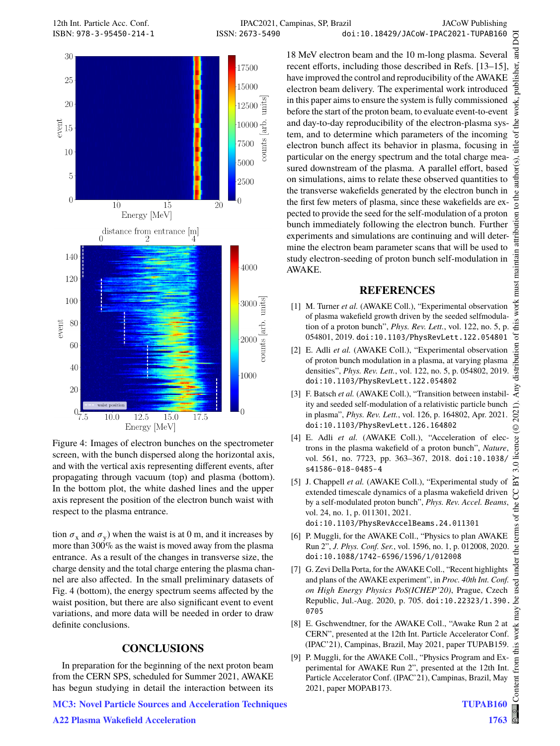Figure 4: Images of electron bunches on the spectrometer screen, with the bunch dispersed along the horizontal axis, and with the vertical axis representing different events, after propagating through vacuum (top) and plasma (bottom). In the bottom plot, the white dashed lines and the upper axis represent the position of the electron bunch waist with respect to the plasma entrance.

tion $\sigma_x$ and $\sigma_y$) when the waist is at 0 m, and it increases by more than 300% as the waist is moved away from the plasma entrance. As a result of the changes in transverse size, the charge density and the total charge entering the plasma channel are also affected. In the small preliminary datasets of Fig. 4 (bottom), the energy spectrum seems affected by the waist position, but there are also significant event to event variations, and more data will be needed in order to draw definite conclusions.

## CONCLUSIONS

In preparation for the beginning of the next proton beam from the CERN SPS, scheduled for Summer 2021, AWAKE has begun studying in detail the interaction between its 18 MeV electron beam and the 10 m-long plasma. Several recent efforts, including those described in Refs. [13–15], have improved the control and reproducibility of the AWAKE electron beam delivery. The experimental work introduced in this paper aims to ensure the system is fully commissioned before the start of the proton beam, to evaluate event-to-event and day-to-day reproducibility of the electron-plasma system, and to determine which parameters of the incoming electron bunch affect its behavior in plasma, focusing in particular on the energy spectrum and the total charge measured downstream of the plasma. A parallel effort, based on simulations, aims to relate these observed quantities to the transverse wakefields generated by the electron bunch in the first few meters of plasma, since these wakefields are expected to provide the seed for the self-modulation of a proton bunch immediately following the electron bunch. Further experiments and simulations are continuing and will determine the electron beam parameter scans that will be used to study electron-seeding of proton bunch self-modulation in AWAKE.

## REFERENCES

[1] M. Turner *et al.* (AWAKE Coll.), "Experimental observation of plasma wakefield growth driven by the seeded selfmodulation of a proton bunch", *Phys. Rev. Lett.*, vol. 122, no. 5, p. 054801, 2019. doi:10.1103/PhysRevLett.122.054801

[2] E. Adli *et al.* (AWAKE Coll.), "Experimental observation of proton bunch modulation in a plasma, at varying plasma densities", *Phys. Rev. Lett.*, vol. 122, no. 5, p. 054802, 2019. doi:10.1103/PhysRevLett.122.054802

[3] F. Batsch *et al.* (AWAKE Coll.), "Transition between instability and seeded self-modulation of a relativistic particle bunch in plasma", *Phys. Rev. Lett.*, vol. 126, p. 164802, Apr. 2021. doi:10.1103/PhysRevLett.126.164802

[4] E. Adli *et al.* (AWAKE Coll.), "Acceleration of electrons in the plasma wakefield of a proton bunch", *Nature*, vol. 561, no. 7723, pp. 363–367, 2018. doi:10.1038/s41586-018-0485-4

[5] J. Chappell *et al.* (AWAKE Coll.), "Experimental study of extended timescale dynamics of a plasma wakefield driven by a self-modulated proton bunch", *Phys. Rev. Accel. Beams*, vol. 24, no. 1, p. 011301, 2021. doi:10.1103/PhysRevAccelBeams.24.011301

[6] P. Muggli, for the AWAKE Coll., "Physics to plan AWAKE Run 2", *J. Phys. Conf. Ser.*, vol. 1596, no. 1, p. 012008, 2020. doi:10.1088/1742-6596/1596/1/012008

[7] G. Zevi Della Porta, for the AWAKE Coll., "Recent highlights and plans of the AWAKE experiment", in *Proc. 40th Int. Conf. on High Energy Physics PoS(ICHEP'20)*, Prague, Czech Republic, Jul.-Aug. 2020, p. 705. doi:10.22323/1.390.0705

[8] E. Gschwendtner, for the AWAKE Coll., "Awake Run 2 at CERN", presented at the 12th Int. Particle Accelerator Conf. (IPAC'21), Campinas, Brazil, May 2021, paper TUPAB159.

[9] P. Muggli, for the AWAKE Coll., "Physics Program and Experimental for AWAKE Run 2", presented at the 12th Int. Particle Accelerator Conf. (IPAC'21), Campinas, Brazil, May 2021, paper MOPAB173.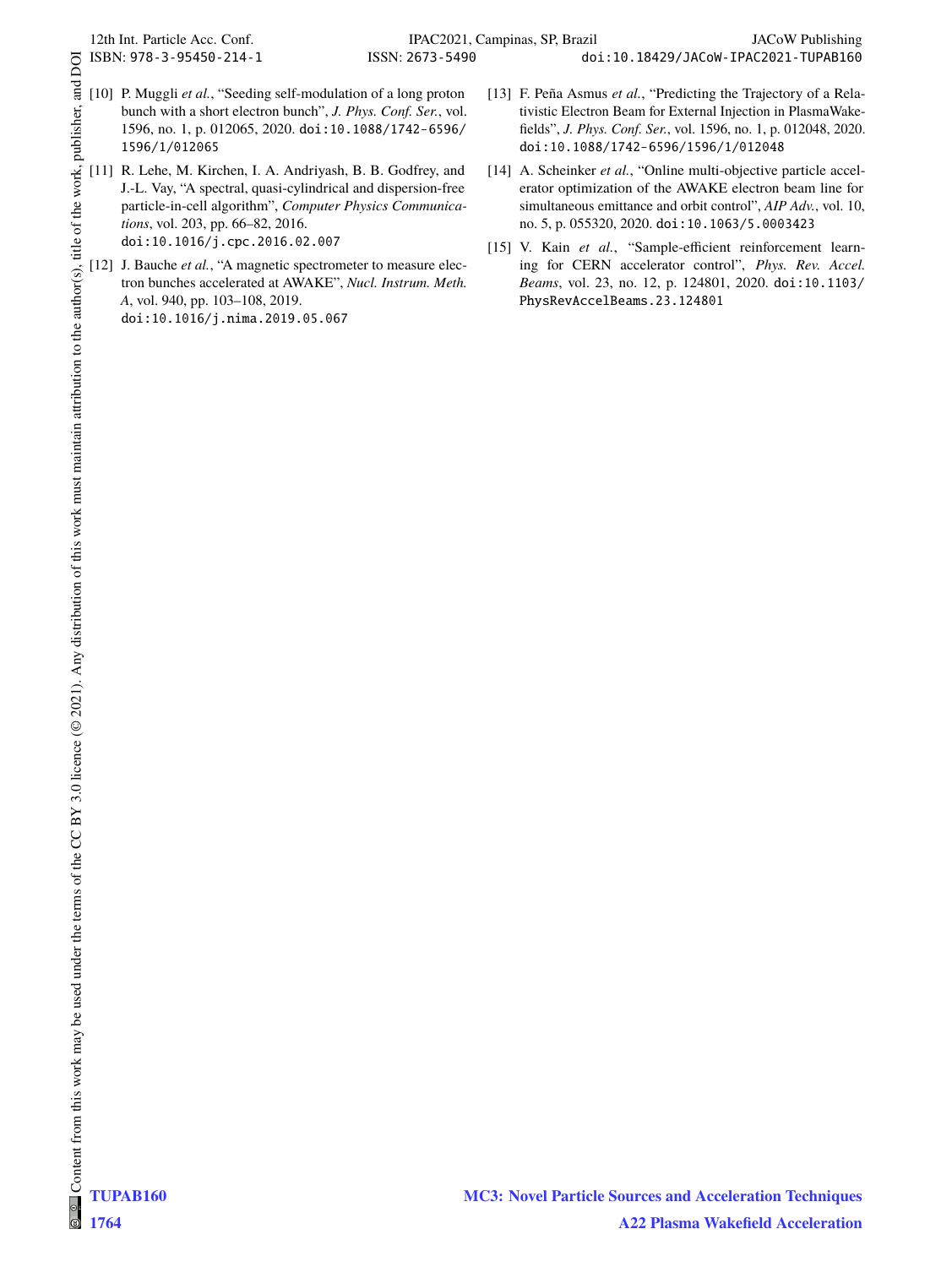[10] P. Muggli *et al.*, "Seeding self-modulation of a long proton bunch with a short electron bunch", *J. Phys. Conf. Ser.*, vol. 1596, no. 1, p. 012065, 2020. doi:10.1088/1742-6596/1596/1/012065

[11] R. Lehe, M. Kirchen, I. A. Andriyash, B. B. Godfrey, and J.-L. Vay, "A spectral, quasi-cylindrical and dispersion-free particle-in-cell algorithm", *Computer Physics Communications*, vol. 203, pp. 66–82, 2016. doi:10.1016/j.cpc.2016.02.007

[12] J. Bauche *et al.*, "A magnetic spectrometer to measure electron bunches accelerated at AWAKE", *Nucl. Instrum. Meth. A*, vol. 940, pp. 103–108, 2019. doi:10.1016/j.nima.2019.05.067

[13] F. Peña Asmus *et al.*, "Predicting the Trajectory of a Relativistic Electron Beam for External Injection in PlasmaWakefields", *J. Phys. Conf. Ser.*, vol. 1596, no. 1, p. 012048, 2020. doi:10.1088/1742-6596/1596/1/012048

[14] A. Scheinker *et al.*, "Online multi-objective particle accelerator optimization of the AWAKE electron beam line for simultaneous emittance and orbit control", *AIP Adv.*, vol. 10, no. 5, p. 055320, 2020. doi:10.1063/5.0003423

[15] V. Kain *et al.*, "Sample-efficient reinforcement learning for CERN accelerator control", *Phys. Rev. Accel. Beams*, vol. 23, no. 12, p. 124801, 2020. doi:10.1103/PhysRevAccelBeams.23.124801